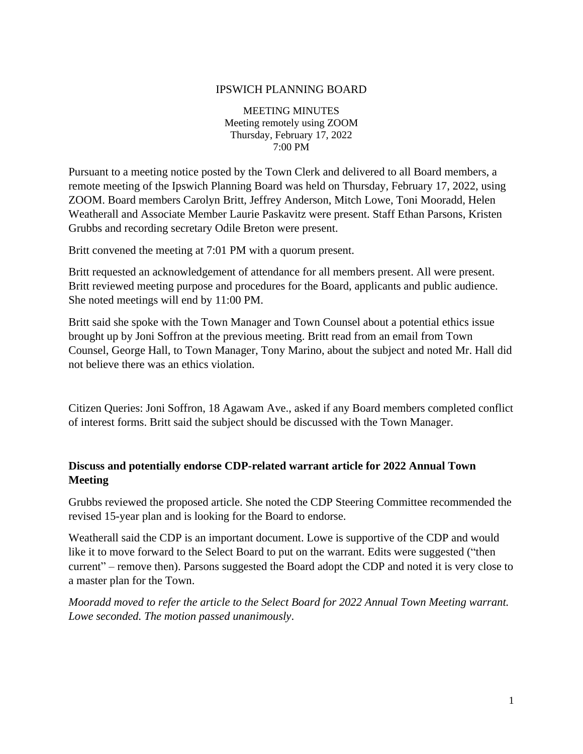# IPSWICH PLANNING BOARD

MEETING MINUTES
Meeting remotely using ZOOM
Thursday, February 17, 2022
7:00 PM

Pursuant to a meeting notice posted by the Town Clerk and delivered to all Board members, a remote meeting of the Ipswich Planning Board was held on Thursday, February 17, 2022, using ZOOM. Board members Carolyn Britt, Jeffrey Anderson, Mitch Lowe, Toni Mooradd, Helen Weatherall and Associate Member Laurie Paskavitz were present. Staff Ethan Parsons, Kristen Grubbs and recording secretary Odile Breton were present.

Britt convened the meeting at 7:01 PM with a quorum present.

Britt requested an acknowledgement of attendance for all members present. All were present. Britt reviewed meeting purpose and procedures for the Board, applicants and public audience. She noted meetings will end by 11:00 PM.

Britt said she spoke with the Town Manager and Town Counsel about a potential ethics issue brought up by Joni Soffron at the previous meeting. Britt read from an email from Town Counsel, George Hall, to Town Manager, Tony Marino, about the subject and noted Mr. Hall did not believe there was an ethics violation.

Citizen Queries: Joni Soffron, 18 Agawam Ave., asked if any Board members completed conflict of interest forms. Britt said the subject should be discussed with the Town Manager.

**Discuss and potentially endorse CDP-related warrant article for 2022 Annual Town Meeting**

Grubbs reviewed the proposed article. She noted the CDP Steering Committee recommended the revised 15-year plan and is looking for the Board to endorse.

Weatherall said the CDP is an important document. Lowe is supportive of the CDP and would like it to move forward to the Select Board to put on the warrant. Edits were suggested ("then current" – remove then). Parsons suggested the Board adopt the CDP and noted it is very close to a master plan for the Town.

*Mooradd moved to refer the article to the Select Board for 2022 Annual Town Meeting warrant. Lowe seconded. The motion passed unanimously*.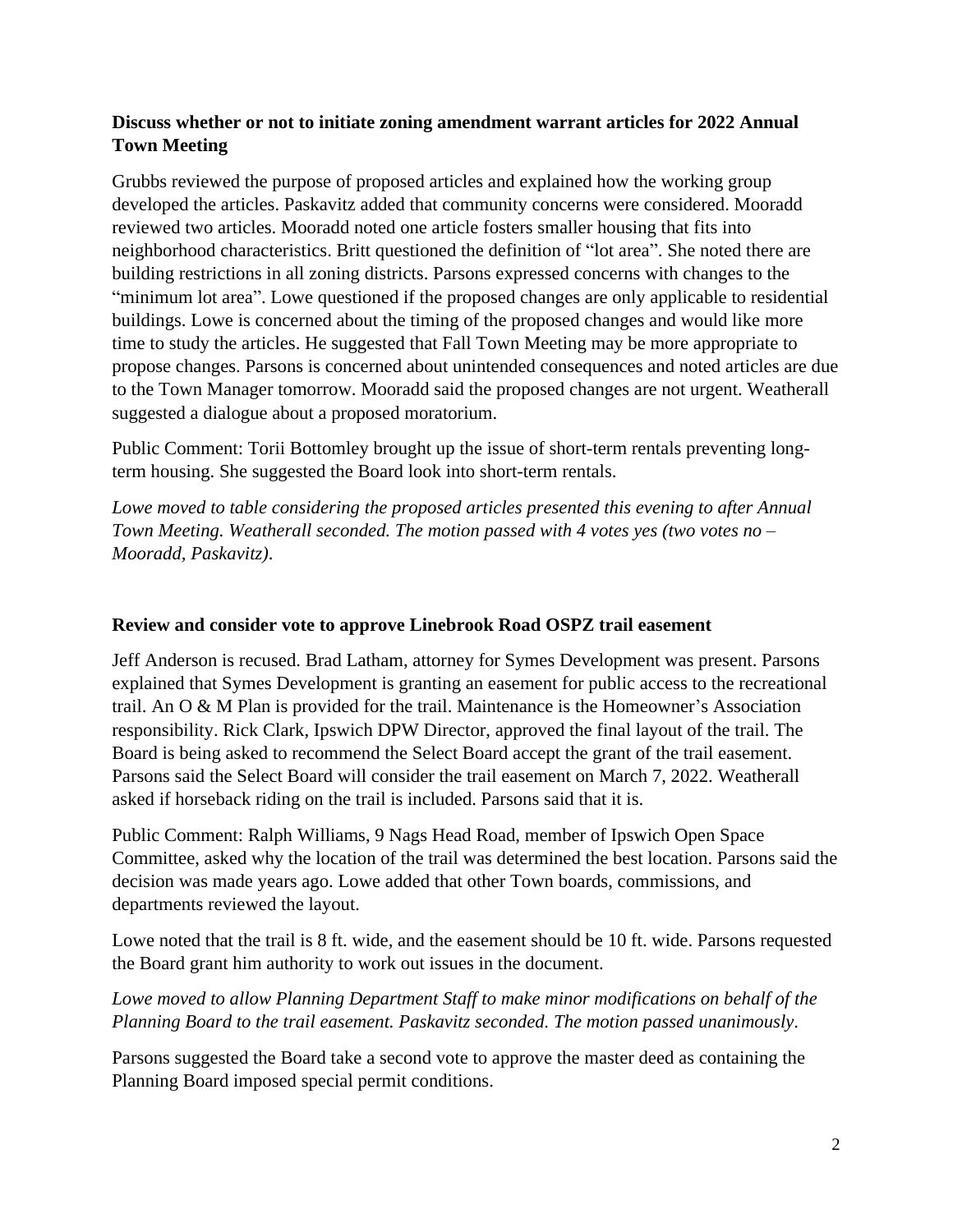**Discuss whether or not to initiate zoning amendment warrant articles for 2022 Annual Town Meeting**

Grubbs reviewed the purpose of proposed articles and explained how the working group developed the articles. Paskavitz added that community concerns were considered. Mooradd reviewed two articles. Mooradd noted one article fosters smaller housing that fits into neighborhood characteristics. Britt questioned the definition of "lot area". She noted there are building restrictions in all zoning districts. Parsons expressed concerns with changes to the "minimum lot area". Lowe questioned if the proposed changes are only applicable to residential buildings. Lowe is concerned about the timing of the proposed changes and would like more time to study the articles. He suggested that Fall Town Meeting may be more appropriate to propose changes. Parsons is concerned about unintended consequences and noted articles are due to the Town Manager tomorrow. Mooradd said the proposed changes are not urgent. Weatherall suggested a dialogue about a proposed moratorium.

Public Comment: Torii Bottomley brought up the issue of short-term rentals preventing long-term housing. She suggested the Board look into short-term rentals.

*Lowe moved to table considering the proposed articles presented this evening to after Annual Town Meeting. Weatherall seconded. The motion passed with 4 votes yes (two votes no – Mooradd, Paskavitz).*

**Review and consider vote to approve Linebrook Road OSPZ trail easement**

Jeff Anderson is recused. Brad Latham, attorney for Symes Development was present. Parsons explained that Symes Development is granting an easement for public access to the recreational trail. An O & M Plan is provided for the trail. Maintenance is the Homeowner's Association responsibility. Rick Clark, Ipswich DPW Director, approved the final layout of the trail. The Board is being asked to recommend the Select Board accept the grant of the trail easement. Parsons said the Select Board will consider the trail easement on March 7, 2022. Weatherall asked if horseback riding on the trail is included. Parsons said that it is.

Public Comment: Ralph Williams, 9 Nags Head Road, member of Ipswich Open Space Committee, asked why the location of the trail was determined the best location. Parsons said the decision was made years ago. Lowe added that other Town boards, commissions, and departments reviewed the layout.

Lowe noted that the trail is 8 ft. wide, and the easement should be 10 ft. wide. Parsons requested the Board grant him authority to work out issues in the document.

*Lowe moved to allow Planning Department Staff to make minor modifications on behalf of the Planning Board to the trail easement. Paskavitz seconded. The motion passed unanimously.*

Parsons suggested the Board take a second vote to approve the master deed as containing the Planning Board imposed special permit conditions.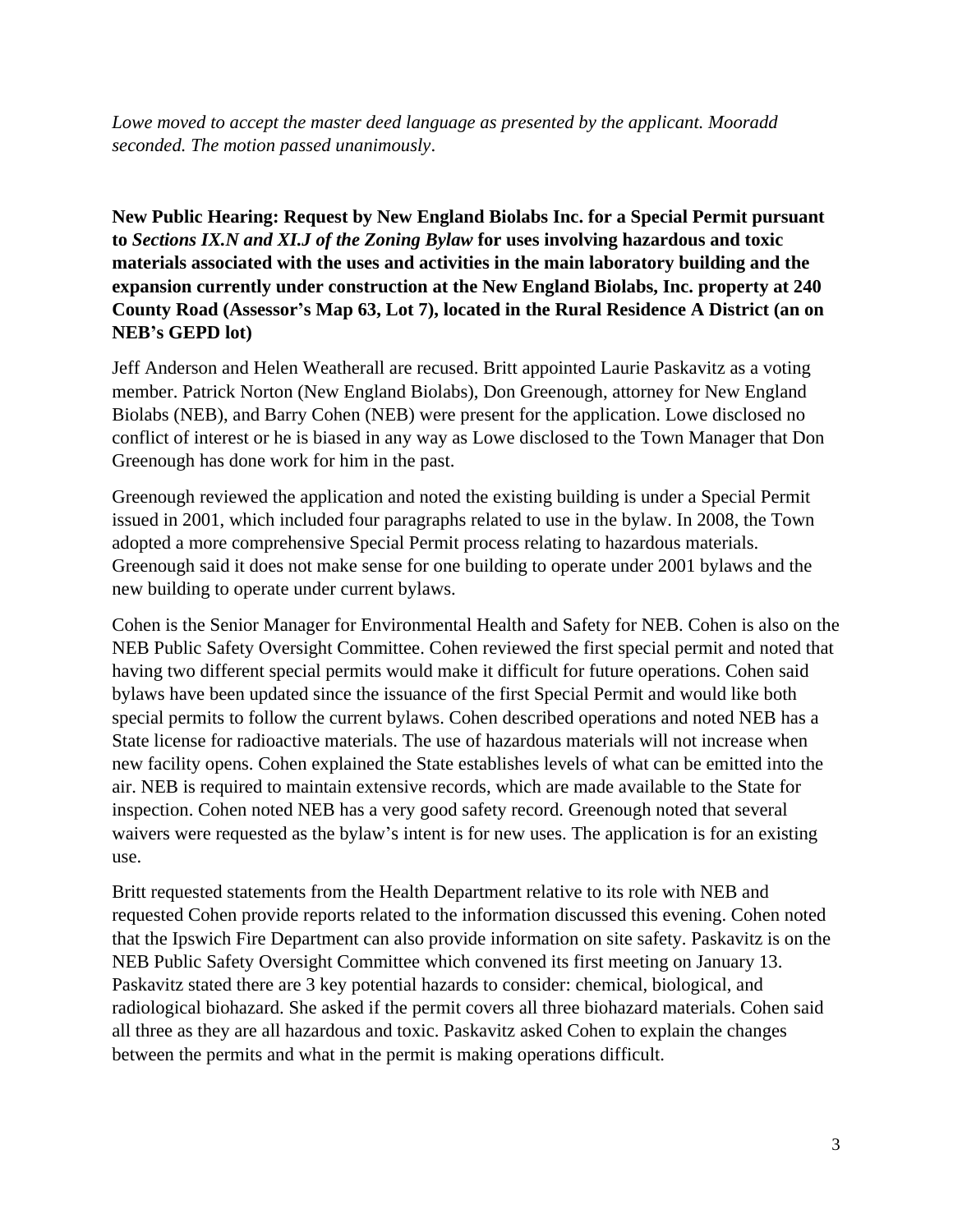*Lowe moved to accept the master deed language as presented by the applicant. Mooradd seconded. The motion passed unanimously*.

**New Public Hearing: Request by New England Biolabs Inc. for a Special Permit pursuant to *Sections IX.N and XI.J of the Zoning Bylaw* for uses involving hazardous and toxic materials associated with the uses and activities in the main laboratory building and the expansion currently under construction at the New England Biolabs, Inc. property at 240 County Road (Assessor's Map 63, Lot 7), located in the Rural Residence A District (an on NEB's GEPD lot)**

Jeff Anderson and Helen Weatherall are recused. Britt appointed Laurie Paskavitz as a voting member. Patrick Norton (New England Biolabs), Don Greenough, attorney for New England Biolabs (NEB), and Barry Cohen (NEB) were present for the application. Lowe disclosed no conflict of interest or he is biased in any way as Lowe disclosed to the Town Manager that Don Greenough has done work for him in the past.

Greenough reviewed the application and noted the existing building is under a Special Permit issued in 2001, which included four paragraphs related to use in the bylaw. In 2008, the Town adopted a more comprehensive Special Permit process relating to hazardous materials. Greenough said it does not make sense for one building to operate under 2001 bylaws and the new building to operate under current bylaws.

Cohen is the Senior Manager for Environmental Health and Safety for NEB. Cohen is also on the NEB Public Safety Oversight Committee. Cohen reviewed the first special permit and noted that having two different special permits would make it difficult for future operations. Cohen said bylaws have been updated since the issuance of the first Special Permit and would like both special permits to follow the current bylaws. Cohen described operations and noted NEB has a State license for radioactive materials. The use of hazardous materials will not increase when new facility opens. Cohen explained the State establishes levels of what can be emitted into the air. NEB is required to maintain extensive records, which are made available to the State for inspection. Cohen noted NEB has a very good safety record. Greenough noted that several waivers were requested as the bylaw's intent is for new uses. The application is for an existing use.

Britt requested statements from the Health Department relative to its role with NEB and requested Cohen provide reports related to the information discussed this evening. Cohen noted that the Ipswich Fire Department can also provide information on site safety. Paskavitz is on the NEB Public Safety Oversight Committee which convened its first meeting on January 13. Paskavitz stated there are 3 key potential hazards to consider: chemical, biological, and radiological biohazard. She asked if the permit covers all three biohazard materials. Cohen said all three as they are all hazardous and toxic. Paskavitz asked Cohen to explain the changes between the permits and what in the permit is making operations difficult.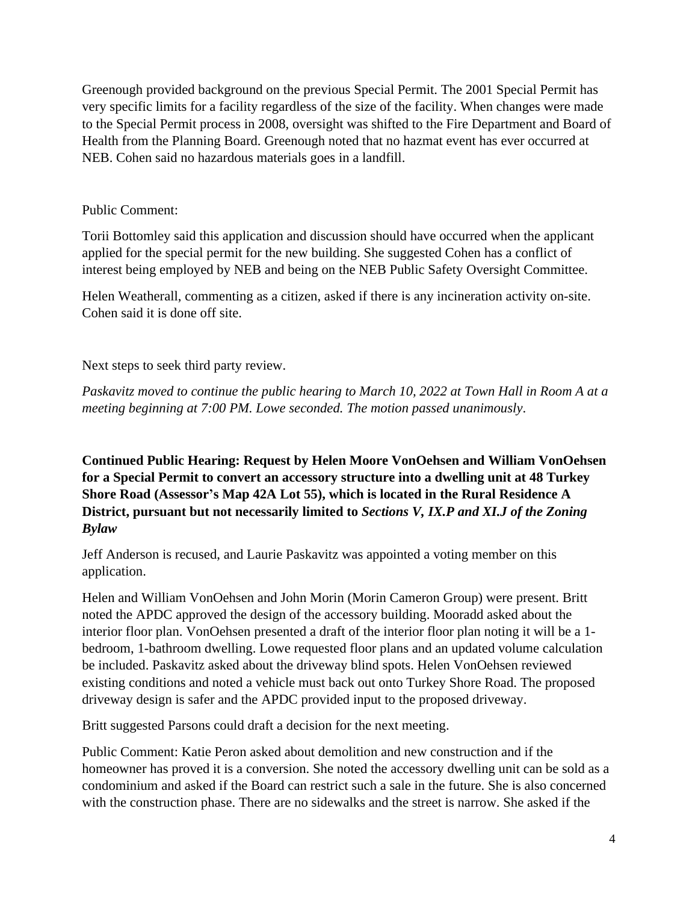Greenough provided background on the previous Special Permit. The 2001 Special Permit has very specific limits for a facility regardless of the size of the facility. When changes were made to the Special Permit process in 2008, oversight was shifted to the Fire Department and Board of Health from the Planning Board. Greenough noted that no hazmat event has ever occurred at NEB. Cohen said no hazardous materials goes in a landfill.

Public Comment:

Torii Bottomley said this application and discussion should have occurred when the applicant applied for the special permit for the new building. She suggested Cohen has a conflict of interest being employed by NEB and being on the NEB Public Safety Oversight Committee.

Helen Weatherall, commenting as a citizen, asked if there is any incineration activity on-site. Cohen said it is done off site.

Next steps to seek third party review.

*Paskavitz moved to continue the public hearing to March 10, 2022 at Town Hall in Room A at a meeting beginning at 7:00 PM. Lowe seconded. The motion passed unanimously*.

**Continued Public Hearing: Request by Helen Moore VonOehsen and William VonOehsen for a Special Permit to convert an accessory structure into a dwelling unit at 48 Turkey Shore Road (Assessor's Map 42A Lot 55), which is located in the Rural Residence A District, pursuant but not necessarily limited to *Sections V, IX.P and XI.J of the Zoning Bylaw***

Jeff Anderson is recused, and Laurie Paskavitz was appointed a voting member on this application.

Helen and William VonOehsen and John Morin (Morin Cameron Group) were present. Britt noted the APDC approved the design of the accessory building. Mooradd asked about the interior floor plan. VonOehsen presented a draft of the interior floor plan noting it will be a 1-bedroom, 1-bathroom dwelling. Lowe requested floor plans and an updated volume calculation be included. Paskavitz asked about the driveway blind spots. Helen VonOehsen reviewed existing conditions and noted a vehicle must back out onto Turkey Shore Road. The proposed driveway design is safer and the APDC provided input to the proposed driveway.

Britt suggested Parsons could draft a decision for the next meeting.

Public Comment: Katie Peron asked about demolition and new construction and if the homeowner has proved it is a conversion. She noted the accessory dwelling unit can be sold as a condominium and asked if the Board can restrict such a sale in the future. She is also concerned with the construction phase. There are no sidewalks and the street is narrow. She asked if the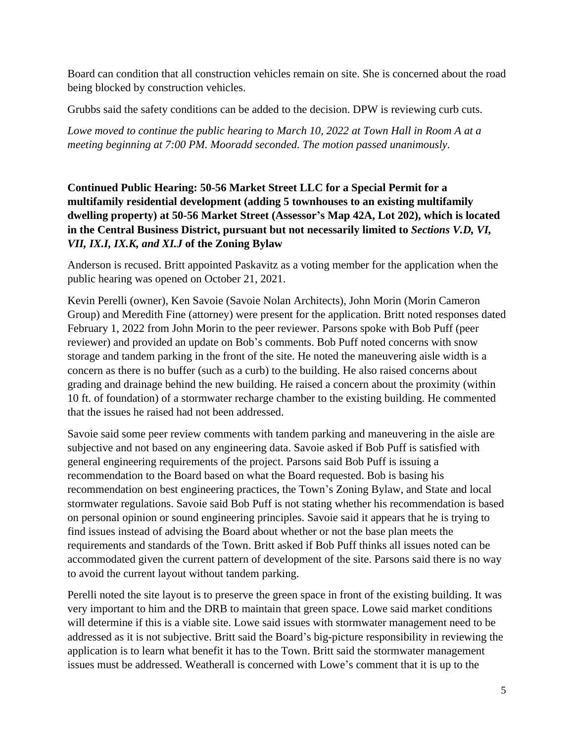Board can condition that all construction vehicles remain on site. She is concerned about the road being blocked by construction vehicles.

Grubbs said the safety conditions can be added to the decision. DPW is reviewing curb cuts.

*Lowe moved to continue the public hearing to March 10, 2022 at Town Hall in Room A at a meeting beginning at 7:00 PM. Mooradd seconded. The motion passed unanimously.*

**Continued Public Hearing: 50-56 Market Street LLC for a Special Permit for a multifamily residential development (adding 5 townhouses to an existing multifamily dwelling property) at 50-56 Market Street (Assessor's Map 42A, Lot 202), which is located in the Central Business District, pursuant but not necessarily limited to *Sections V.D, VI, VII, IX.I, IX.K, and XI.J* of the Zoning Bylaw**

Anderson is recused. Britt appointed Paskavitz as a voting member for the application when the public hearing was opened on October 21, 2021.

Kevin Perelli (owner), Ken Savoie (Savoie Nolan Architects), John Morin (Morin Cameron Group) and Meredith Fine (attorney) were present for the application. Britt noted responses dated February 1, 2022 from John Morin to the peer reviewer. Parsons spoke with Bob Puff (peer reviewer) and provided an update on Bob's comments. Bob Puff noted concerns with snow storage and tandem parking in the front of the site. He noted the maneuvering aisle width is a concern as there is no buffer (such as a curb) to the building. He also raised concerns about grading and drainage behind the new building. He raised a concern about the proximity (within 10 ft. of foundation) of a stormwater recharge chamber to the existing building. He commented that the issues he raised had not been addressed.

Savoie said some peer review comments with tandem parking and maneuvering in the aisle are subjective and not based on any engineering data. Savoie asked if Bob Puff is satisfied with general engineering requirements of the project. Parsons said Bob Puff is issuing a recommendation to the Board based on what the Board requested. Bob is basing his recommendation on best engineering practices, the Town's Zoning Bylaw, and State and local stormwater regulations. Savoie said Bob Puff is not stating whether his recommendation is based on personal opinion or sound engineering principles. Savoie said it appears that he is trying to find issues instead of advising the Board about whether or not the base plan meets the requirements and standards of the Town. Britt asked if Bob Puff thinks all issues noted can be accommodated given the current pattern of development of the site. Parsons said there is no way to avoid the current layout without tandem parking.

Perelli noted the site layout is to preserve the green space in front of the existing building. It was very important to him and the DRB to maintain that green space. Lowe said market conditions will determine if this is a viable site. Lowe said issues with stormwater management need to be addressed as it is not subjective. Britt said the Board's big-picture responsibility in reviewing the application is to learn what benefit it has to the Town. Britt said the stormwater management issues must be addressed. Weatherall is concerned with Lowe's comment that it is up to the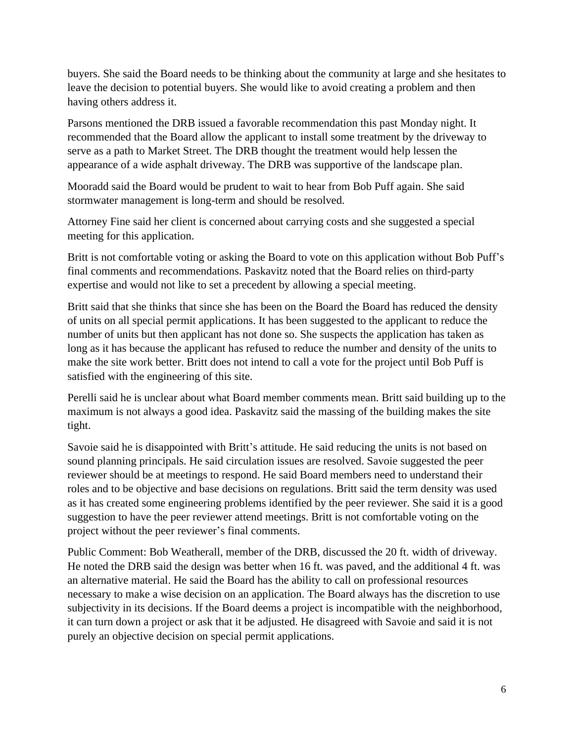buyers. She said the Board needs to be thinking about the community at large and she hesitates to leave the decision to potential buyers. She would like to avoid creating a problem and then having others address it.

Parsons mentioned the DRB issued a favorable recommendation this past Monday night. It recommended that the Board allow the applicant to install some treatment by the driveway to serve as a path to Market Street. The DRB thought the treatment would help lessen the appearance of a wide asphalt driveway. The DRB was supportive of the landscape plan.

Mooradd said the Board would be prudent to wait to hear from Bob Puff again. She said stormwater management is long-term and should be resolved.

Attorney Fine said her client is concerned about carrying costs and she suggested a special meeting for this application.

Britt is not comfortable voting or asking the Board to vote on this application without Bob Puff's final comments and recommendations. Paskavitz noted that the Board relies on third-party expertise and would not like to set a precedent by allowing a special meeting.

Britt said that she thinks that since she has been on the Board the Board has reduced the density of units on all special permit applications. It has been suggested to the applicant to reduce the number of units but then applicant has not done so. She suspects the application has taken as long as it has because the applicant has refused to reduce the number and density of the units to make the site work better. Britt does not intend to call a vote for the project until Bob Puff is satisfied with the engineering of this site.

Perelli said he is unclear about what Board member comments mean. Britt said building up to the maximum is not always a good idea. Paskavitz said the massing of the building makes the site tight.

Savoie said he is disappointed with Britt's attitude. He said reducing the units is not based on sound planning principals. He said circulation issues are resolved. Savoie suggested the peer reviewer should be at meetings to respond. He said Board members need to understand their roles and to be objective and base decisions on regulations. Britt said the term density was used as it has created some engineering problems identified by the peer reviewer. She said it is a good suggestion to have the peer reviewer attend meetings. Britt is not comfortable voting on the project without the peer reviewer's final comments.

Public Comment: Bob Weatherall, member of the DRB, discussed the 20 ft. width of driveway. He noted the DRB said the design was better when 16 ft. was paved, and the additional 4 ft. was an alternative material. He said the Board has the ability to call on professional resources necessary to make a wise decision on an application. The Board always has the discretion to use subjectivity in its decisions. If the Board deems a project is incompatible with the neighborhood, it can turn down a project or ask that it be adjusted. He disagreed with Savoie and said it is not purely an objective decision on special permit applications.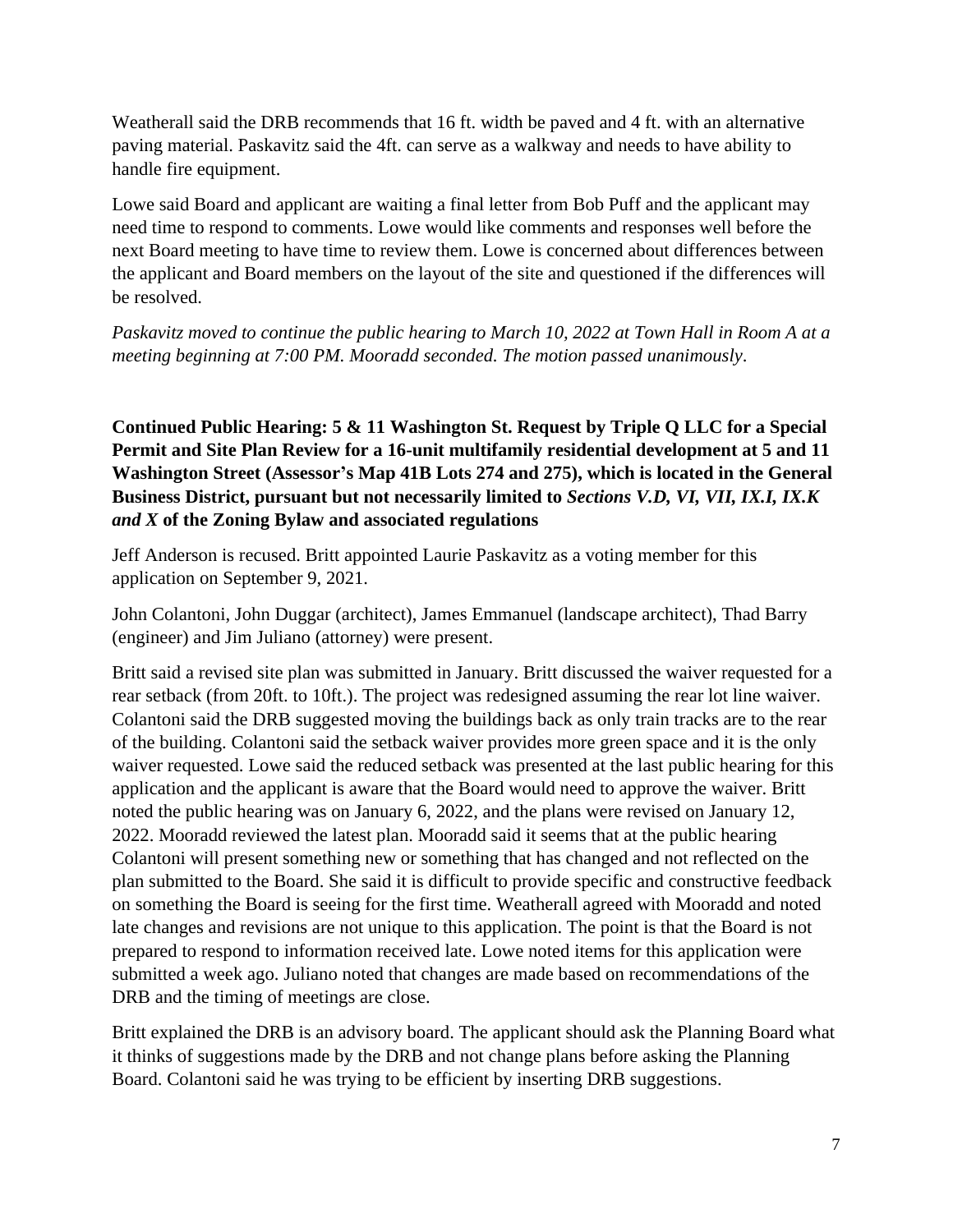Weatherall said the DRB recommends that 16 ft. width be paved and 4 ft. with an alternative paving material. Paskavitz said the 4ft. can serve as a walkway and needs to have ability to handle fire equipment.

Lowe said Board and applicant are waiting a final letter from Bob Puff and the applicant may need time to respond to comments. Lowe would like comments and responses well before the next Board meeting to have time to review them. Lowe is concerned about differences between the applicant and Board members on the layout of the site and questioned if the differences will be resolved.

*Paskavitz moved to continue the public hearing to March 10, 2022 at Town Hall in Room A at a meeting beginning at 7:00 PM. Mooradd seconded. The motion passed unanimously*.

**Continued Public Hearing: 5 & 11 Washington St. Request by Triple Q LLC for a Special Permit and Site Plan Review for a 16-unit multifamily residential development at 5 and 11 Washington Street (Assessor's Map 41B Lots 274 and 275), which is located in the General Business District, pursuant but not necessarily limited to *Sections V.D, VI, VII, IX.I, IX.K and X* of the Zoning Bylaw and associated regulations**

Jeff Anderson is recused. Britt appointed Laurie Paskavitz as a voting member for this application on September 9, 2021.

John Colantoni, John Duggar (architect), James Emmanuel (landscape architect), Thad Barry (engineer) and Jim Juliano (attorney) were present.

Britt said a revised site plan was submitted in January. Britt discussed the waiver requested for a rear setback (from 20ft. to 10ft.). The project was redesigned assuming the rear lot line waiver. Colantoni said the DRB suggested moving the buildings back as only train tracks are to the rear of the building. Colantoni said the setback waiver provides more green space and it is the only waiver requested. Lowe said the reduced setback was presented at the last public hearing for this application and the applicant is aware that the Board would need to approve the waiver. Britt noted the public hearing was on January 6, 2022, and the plans were revised on January 12, 2022. Mooradd reviewed the latest plan. Mooradd said it seems that at the public hearing Colantoni will present something new or something that has changed and not reflected on the plan submitted to the Board. She said it is difficult to provide specific and constructive feedback on something the Board is seeing for the first time. Weatherall agreed with Mooradd and noted late changes and revisions are not unique to this application. The point is that the Board is not prepared to respond to information received late. Lowe noted items for this application were submitted a week ago. Juliano noted that changes are made based on recommendations of the DRB and the timing of meetings are close.

Britt explained the DRB is an advisory board. The applicant should ask the Planning Board what it thinks of suggestions made by the DRB and not change plans before asking the Planning Board. Colantoni said he was trying to be efficient by inserting DRB suggestions.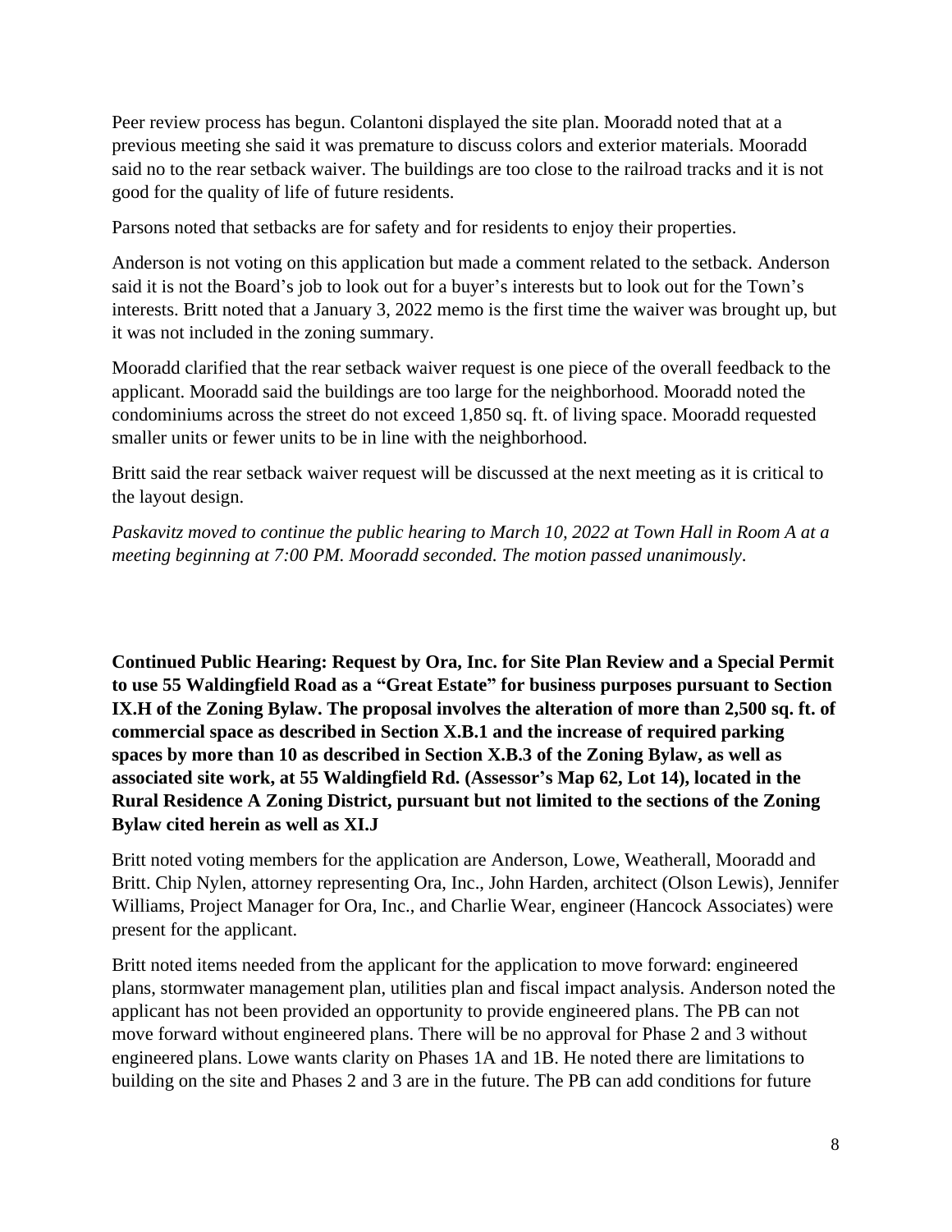Peer review process has begun. Colantoni displayed the site plan. Mooradd noted that at a previous meeting she said it was premature to discuss colors and exterior materials. Mooradd said no to the rear setback waiver. The buildings are too close to the railroad tracks and it is not good for the quality of life of future residents.

Parsons noted that setbacks are for safety and for residents to enjoy their properties.

Anderson is not voting on this application but made a comment related to the setback. Anderson said it is not the Board's job to look out for a buyer's interests but to look out for the Town's interests. Britt noted that a January 3, 2022 memo is the first time the waiver was brought up, but it was not included in the zoning summary.

Mooradd clarified that the rear setback waiver request is one piece of the overall feedback to the applicant. Mooradd said the buildings are too large for the neighborhood. Mooradd noted the condominiums across the street do not exceed 1,850 sq. ft. of living space. Mooradd requested smaller units or fewer units to be in line with the neighborhood.

Britt said the rear setback waiver request will be discussed at the next meeting as it is critical to the layout design.

*Paskavitz moved to continue the public hearing to March 10, 2022 at Town Hall in Room A at a meeting beginning at 7:00 PM. Mooradd seconded. The motion passed unanimously*.

**Continued Public Hearing: Request by Ora, Inc. for Site Plan Review and a Special Permit to use 55 Waldingfield Road as a "Great Estate" for business purposes pursuant to Section IX.H of the Zoning Bylaw. The proposal involves the alteration of more than 2,500 sq. ft. of commercial space as described in Section X.B.1 and the increase of required parking spaces by more than 10 as described in Section X.B.3 of the Zoning Bylaw, as well as associated site work, at 55 Waldingfield Rd. (Assessor's Map 62, Lot 14), located in the Rural Residence A Zoning District, pursuant but not limited to the sections of the Zoning Bylaw cited herein as well as XI.J**

Britt noted voting members for the application are Anderson, Lowe, Weatherall, Mooradd and Britt. Chip Nylen, attorney representing Ora, Inc., John Harden, architect (Olson Lewis), Jennifer Williams, Project Manager for Ora, Inc., and Charlie Wear, engineer (Hancock Associates) were present for the applicant.

Britt noted items needed from the applicant for the application to move forward: engineered plans, stormwater management plan, utilities plan and fiscal impact analysis. Anderson noted the applicant has not been provided an opportunity to provide engineered plans. The PB can not move forward without engineered plans. There will be no approval for Phase 2 and 3 without engineered plans. Lowe wants clarity on Phases 1A and 1B. He noted there are limitations to building on the site and Phases 2 and 3 are in the future. The PB can add conditions for future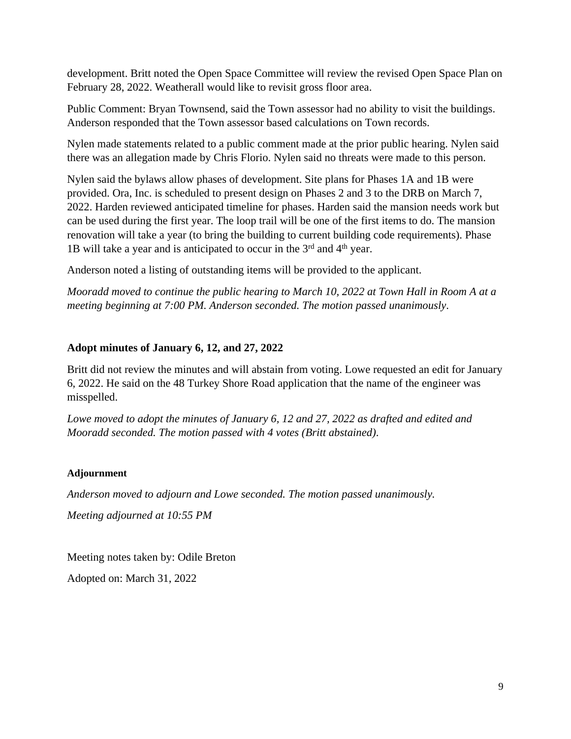development. Britt noted the Open Space Committee will review the revised Open Space Plan on February 28, 2022. Weatherall would like to revisit gross floor area.

Public Comment: Bryan Townsend, said the Town assessor had no ability to visit the buildings. Anderson responded that the Town assessor based calculations on Town records.

Nylen made statements related to a public comment made at the prior public hearing. Nylen said there was an allegation made by Chris Florio. Nylen said no threats were made to this person.

Nylen said the bylaws allow phases of development. Site plans for Phases 1A and 1B were provided. Ora, Inc. is scheduled to present design on Phases 2 and 3 to the DRB on March 7, 2022. Harden reviewed anticipated timeline for phases. Harden said the mansion needs work but can be used during the first year. The loop trail will be one of the first items to do. The mansion renovation will take a year (to bring the building to current building code requirements). Phase 1B will take a year and is anticipated to occur in the 3rd and 4th year.

Anderson noted a listing of outstanding items will be provided to the applicant.

*Mooradd moved to continue the public hearing to March 10, 2022 at Town Hall in Room A at a meeting beginning at 7:00 PM. Anderson seconded. The motion passed unanimously.*

**Adopt minutes of January 6, 12, and 27, 2022**

Britt did not review the minutes and will abstain from voting. Lowe requested an edit for January 6, 2022. He said on the 48 Turkey Shore Road application that the name of the engineer was misspelled.

*Lowe moved to adopt the minutes of January 6, 12 and 27, 2022 as drafted and edited and Mooradd seconded. The motion passed with 4 votes (Britt abstained).*

**Adjournment**

*Anderson moved to adjourn and Lowe seconded. The motion passed unanimously.*

*Meeting adjourned at 10:55 PM*

Meeting notes taken by: Odile Breton

Adopted on: March 31, 2022